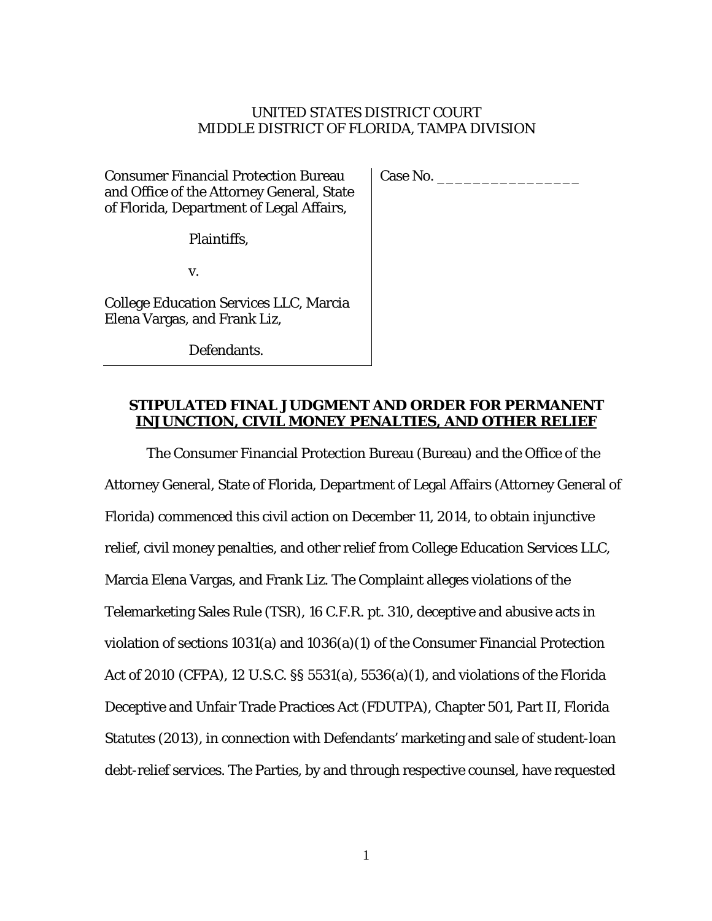UNITED STATES DISTRICT COURT
MIDDLE DISTRICT OF FLORIDA, TAMPA DIVISION

| | |
|---|---|
| Consumer Financial Protection Bureau and Office of the Attorney General, State of Florida, Department of Legal Affairs,<br><br>Plaintiffs,<br><br>v.<br><br>College Education Services LLC, Marcia Elena Vargas, and Frank Liz,<br><br>Defendants. | Case No. ________________ |

**STIPULATED FINAL JUDGMENT AND ORDER FOR PERMANENT INJUNCTION, CIVIL MONEY PENALTIES, AND OTHER RELIEF**

The Consumer Financial Protection Bureau (Bureau) and the Office of the Attorney General, State of Florida, Department of Legal Affairs (Attorney General of Florida) commenced this civil action on December 11, 2014, to obtain injunctive relief, civil money penalties, and other relief from College Education Services LLC, Marcia Elena Vargas, and Frank Liz. The Complaint alleges violations of the Telemarketing Sales Rule (TSR), 16 C.F.R. pt. 310, deceptive and abusive acts in violation of sections 1031(a) and 1036(a)(1) of the Consumer Financial Protection Act of 2010 (CFPA), 12 U.S.C. §§ 5531(a), 5536(a)(1), and violations of the Florida Deceptive and Unfair Trade Practices Act (FDUTPA), Chapter 501, Part II, Florida Statutes (2013), in connection with Defendants' marketing and sale of student-loan debt-relief services. The Parties, by and through respective counsel, have requested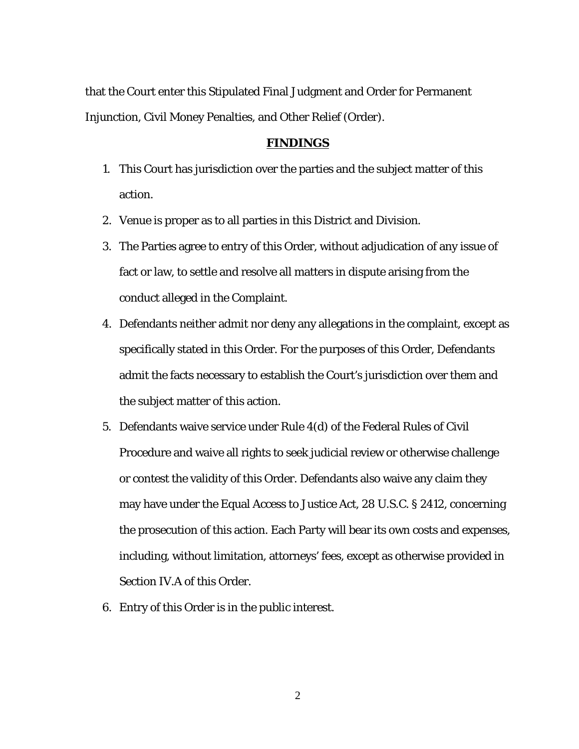that the Court enter this Stipulated Final Judgment and Order for Permanent Injunction, Civil Money Penalties, and Other Relief (Order).

## **FINDINGS**

1. This Court has jurisdiction over the parties and the subject matter of this action.
2. Venue is proper as to all parties in this District and Division.
3. The Parties agree to entry of this Order, without adjudication of any issue of fact or law, to settle and resolve all matters in dispute arising from the conduct alleged in the Complaint.
4. Defendants neither admit nor deny any allegations in the complaint, except as specifically stated in this Order. For the purposes of this Order, Defendants admit the facts necessary to establish the Court's jurisdiction over them and the subject matter of this action.
5. Defendants waive service under Rule 4(d) of the Federal Rules of Civil Procedure and waive all rights to seek judicial review or otherwise challenge or contest the validity of this Order. Defendants also waive any claim they may have under the Equal Access to Justice Act, 28 U.S.C. § 2412, concerning the prosecution of this action. Each Party will bear its own costs and expenses, including, without limitation, attorneys' fees, except as otherwise provided in Section IV.A of this Order.
6. Entry of this Order is in the public interest.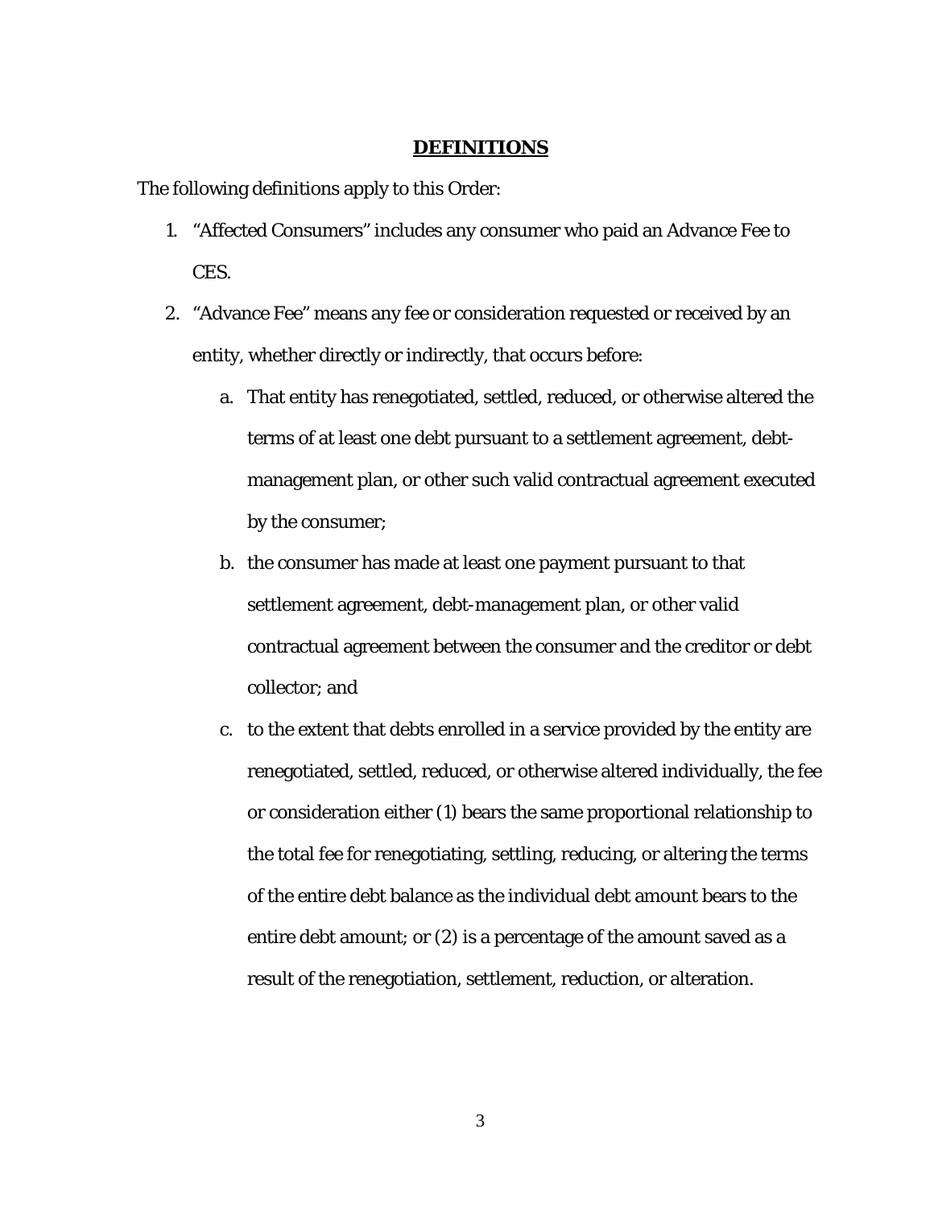## DEFINITIONS

The following definitions apply to this Order:

1. "Affected Consumers" includes any consumer who paid an Advance Fee to CES.
2. "Advance Fee" means any fee or consideration requested or received by an entity, whether directly or indirectly, that occurs before:
   a. That entity has renegotiated, settled, reduced, or otherwise altered the terms of at least one debt pursuant to a settlement agreement, debt-management plan, or other such valid contractual agreement executed by the consumer;
   b. the consumer has made at least one payment pursuant to that settlement agreement, debt-management plan, or other valid contractual agreement between the consumer and the creditor or debt collector; and
   c. to the extent that debts enrolled in a service provided by the entity are renegotiated, settled, reduced, or otherwise altered individually, the fee or consideration either (1) bears the same proportional relationship to the total fee for renegotiating, settling, reducing, or altering the terms of the entire debt balance as the individual debt amount bears to the entire debt amount; or (2) is a percentage of the amount saved as a result of the renegotiation, settlement, reduction, or alteration.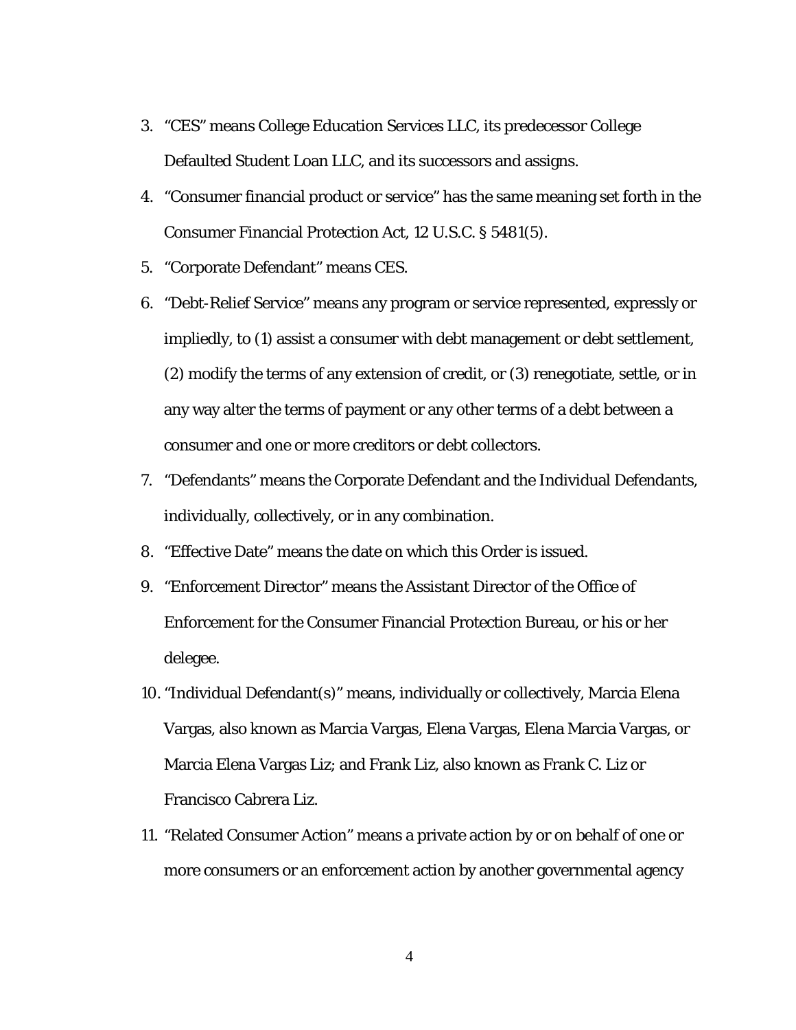3. "CES" means College Education Services LLC, its predecessor College Defaulted Student Loan LLC, and its successors and assigns.
4. "Consumer financial product or service" has the same meaning set forth in the Consumer Financial Protection Act, 12 U.S.C. § 5481(5).
5. "Corporate Defendant" means CES.
6. "Debt-Relief Service" means any program or service represented, expressly or impliedly, to (1) assist a consumer with debt management or debt settlement, (2) modify the terms of any extension of credit, or (3) renegotiate, settle, or in any way alter the terms of payment or any other terms of a debt between a consumer and one or more creditors or debt collectors.
7. "Defendants" means the Corporate Defendant and the Individual Defendants, individually, collectively, or in any combination.
8. "Effective Date" means the date on which this Order is issued.
9. "Enforcement Director" means the Assistant Director of the Office of Enforcement for the Consumer Financial Protection Bureau, or his or her delegee.
10. "Individual Defendant(s)" means, individually or collectively, Marcia Elena Vargas, also known as Marcia Vargas, Elena Vargas, Elena Marcia Vargas, or Marcia Elena Vargas Liz; and Frank Liz, also known as Frank C. Liz or Francisco Cabrera Liz.
11. "Related Consumer Action" means a private action by or on behalf of one or more consumers or an enforcement action by another governmental agency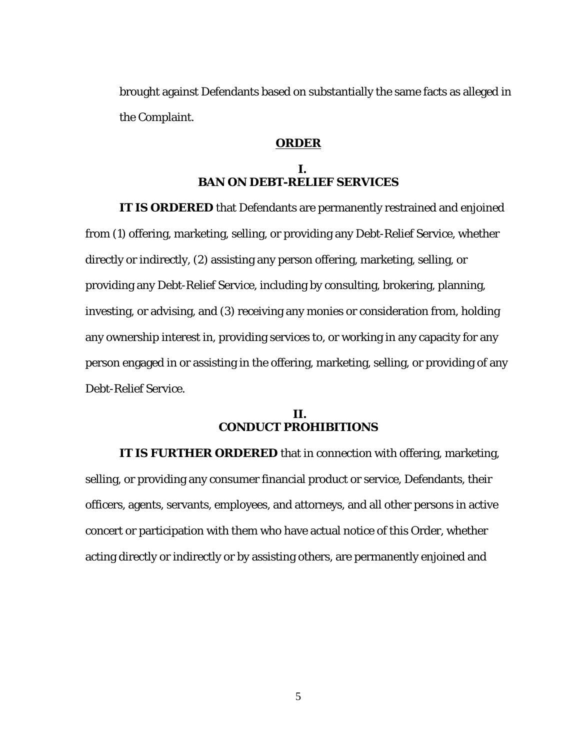brought against Defendants based on substantially the same facts as alleged in the Complaint.

## ORDER

### I.
### BAN ON DEBT-RELIEF SERVICES

**IT IS ORDERED** that Defendants are permanently restrained and enjoined from (1) offering, marketing, selling, or providing any Debt-Relief Service, whether directly or indirectly, (2) assisting any person offering, marketing, selling, or providing any Debt-Relief Service, including by consulting, brokering, planning, investing, or advising, and (3) receiving any monies or consideration from, holding any ownership interest in, providing services to, or working in any capacity for any person engaged in or assisting in the offering, marketing, selling, or providing of any Debt-Relief Service.

### II.
### CONDUCT PROHIBITIONS

**IT IS FURTHER ORDERED** that in connection with offering, marketing, selling, or providing any consumer financial product or service, Defendants, their officers, agents, servants, employees, and attorneys, and all other persons in active concert or participation with them who have actual notice of this Order, whether acting directly or indirectly or by assisting others, are permanently enjoined and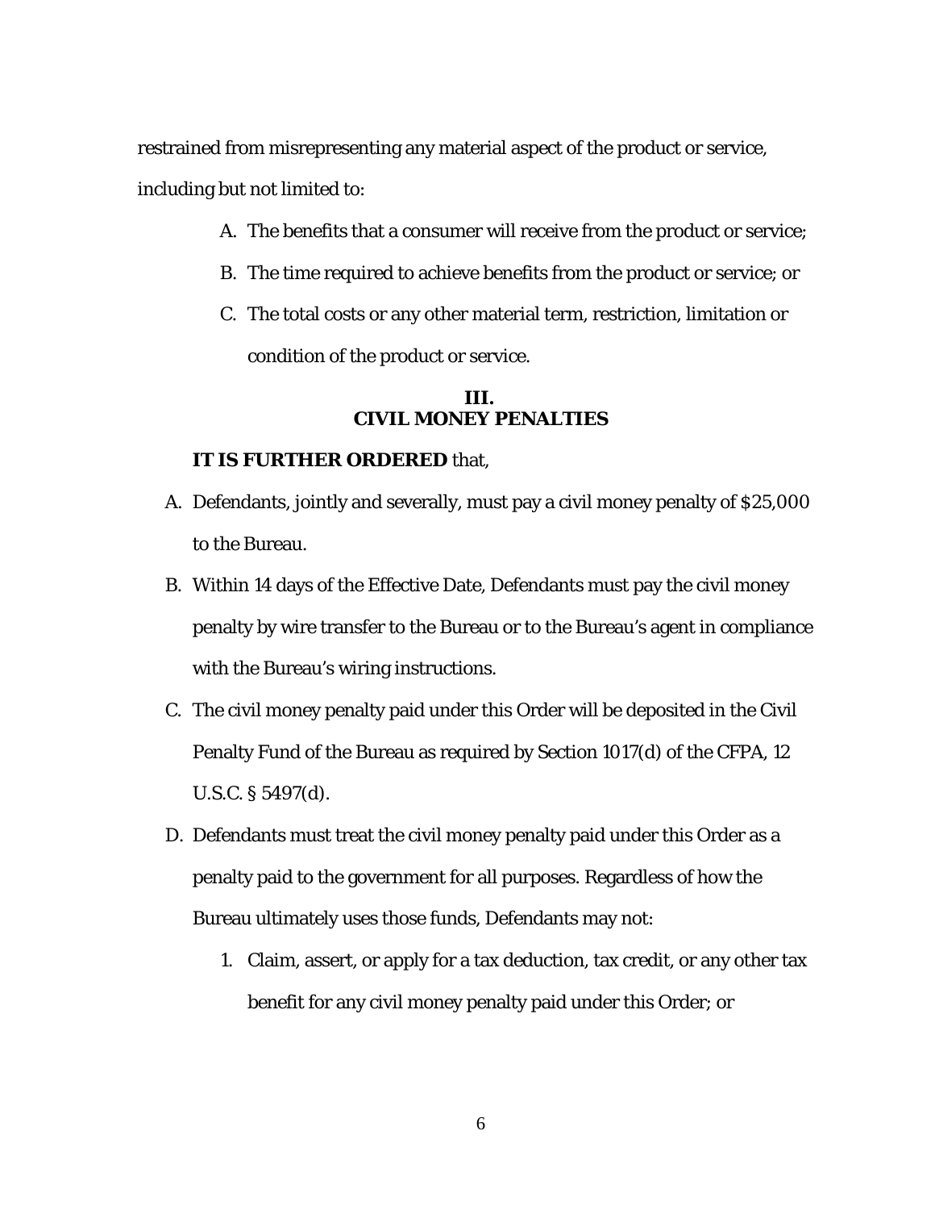restrained from misrepresenting any material aspect of the product or service, including but not limited to:

A. The benefits that a consumer will receive from the product or service;

B. The time required to achieve benefits from the product or service; or

C. The total costs or any other material term, restriction, limitation or condition of the product or service.

## III.
## CIVIL MONEY PENALTIES

**IT IS FURTHER ORDERED** that,

A. Defendants, jointly and severally, must pay a civil money penalty of $25,000 to the Bureau.

B. Within 14 days of the Effective Date, Defendants must pay the civil money penalty by wire transfer to the Bureau or to the Bureau's agent in compliance with the Bureau's wiring instructions.

C. The civil money penalty paid under this Order will be deposited in the Civil Penalty Fund of the Bureau as required by Section 1017(d) of the CFPA, 12 U.S.C. § 5497(d).

D. Defendants must treat the civil money penalty paid under this Order as a penalty paid to the government for all purposes. Regardless of how the Bureau ultimately uses those funds, Defendants may not:

   1. Claim, assert, or apply for a tax deduction, tax credit, or any other tax benefit for any civil money penalty paid under this Order; or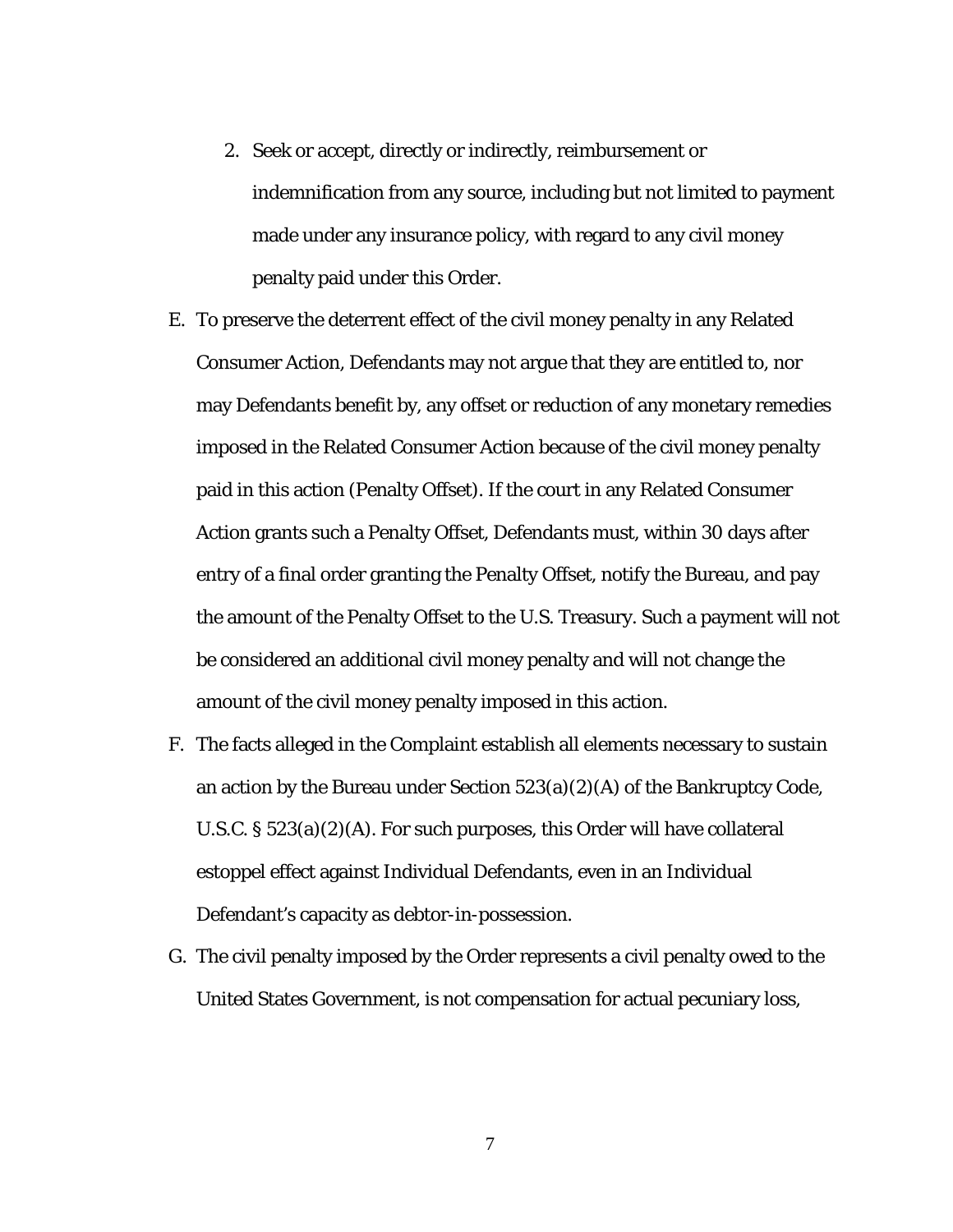2. Seek or accept, directly or indirectly, reimbursement or indemnification from any source, including but not limited to payment made under any insurance policy, with regard to any civil money penalty paid under this Order.

E. To preserve the deterrent effect of the civil money penalty in any Related Consumer Action, Defendants may not argue that they are entitled to, nor may Defendants benefit by, any offset or reduction of any monetary remedies imposed in the Related Consumer Action because of the civil money penalty paid in this action (Penalty Offset). If the court in any Related Consumer Action grants such a Penalty Offset, Defendants must, within 30 days after entry of a final order granting the Penalty Offset, notify the Bureau, and pay the amount of the Penalty Offset to the U.S. Treasury. Such a payment will not be considered an additional civil money penalty and will not change the amount of the civil money penalty imposed in this action.

F. The facts alleged in the Complaint establish all elements necessary to sustain an action by the Bureau under Section 523(a)(2)(A) of the Bankruptcy Code, U.S.C. § 523(a)(2)(A). For such purposes, this Order will have collateral estoppel effect against Individual Defendants, even in an Individual Defendant's capacity as debtor-in-possession.

G. The civil penalty imposed by the Order represents a civil penalty owed to the United States Government, is not compensation for actual pecuniary loss,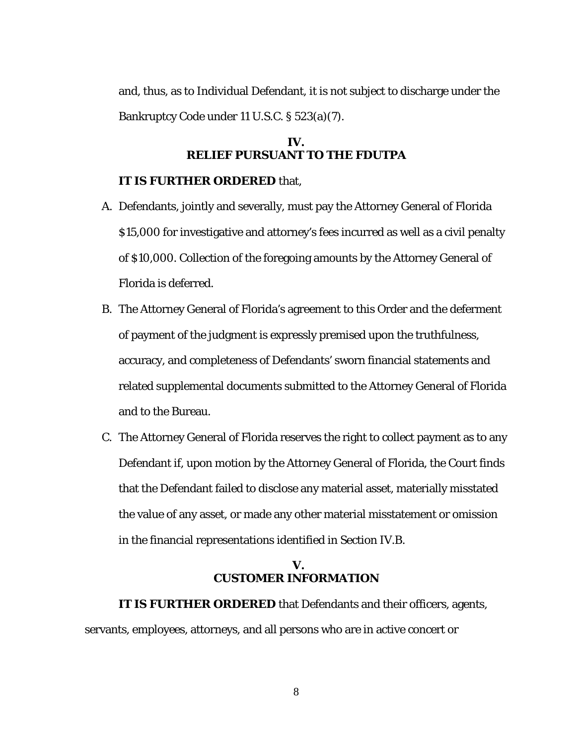and, thus, as to Individual Defendant, it is not subject to discharge under the Bankruptcy Code under 11 U.S.C. § 523(a)(7).

## IV.
## RELIEF PURSUANT TO THE FDUTPA

**IT IS FURTHER ORDERED** that,

A. Defendants, jointly and severally, must pay the Attorney General of Florida $15,000 for investigative and attorney's fees incurred as well as a civil penalty of $10,000. Collection of the foregoing amounts by the Attorney General of Florida is deferred.

B. The Attorney General of Florida's agreement to this Order and the deferment of payment of the judgment is expressly premised upon the truthfulness, accuracy, and completeness of Defendants' sworn financial statements and related supplemental documents submitted to the Attorney General of Florida and to the Bureau.

C. The Attorney General of Florida reserves the right to collect payment as to any Defendant if, upon motion by the Attorney General of Florida, the Court finds that the Defendant failed to disclose any material asset, materially misstated the value of any asset, or made any other material misstatement or omission in the financial representations identified in Section IV.B.

## V.
## CUSTOMER INFORMATION

**IT IS FURTHER ORDERED** that Defendants and their officers, agents, servants, employees, attorneys, and all persons who are in active concert or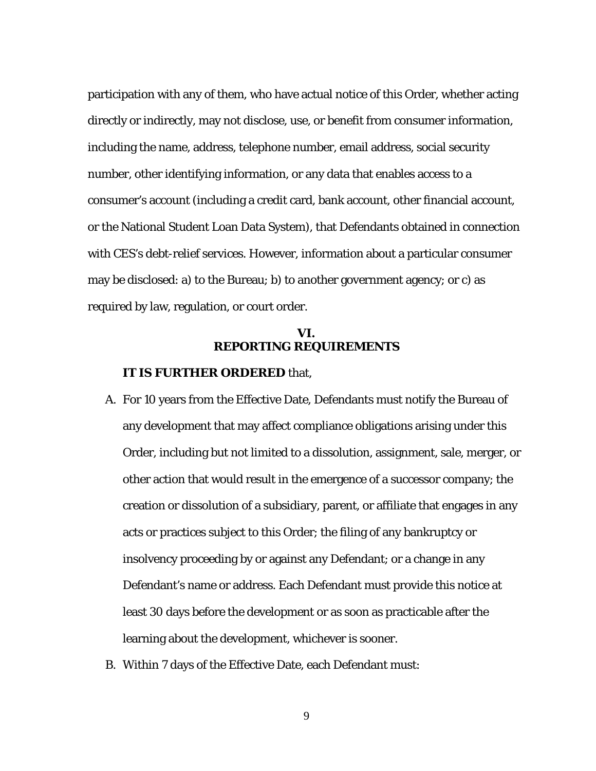participation with any of them, who have actual notice of this Order, whether acting directly or indirectly, may not disclose, use, or benefit from consumer information, including the name, address, telephone number, email address, social security number, other identifying information, or any data that enables access to a consumer's account (including a credit card, bank account, other financial account, or the National Student Loan Data System), that Defendants obtained in connection with CES's debt-relief services. However, information about a particular consumer may be disclosed: a) to the Bureau; b) to another government agency; or c) as required by law, regulation, or court order.

## VI.
## REPORTING REQUIREMENTS

**IT IS FURTHER ORDERED** that,

A. For 10 years from the Effective Date, Defendants must notify the Bureau of any development that may affect compliance obligations arising under this Order, including but not limited to a dissolution, assignment, sale, merger, or other action that would result in the emergence of a successor company; the creation or dissolution of a subsidiary, parent, or affiliate that engages in any acts or practices subject to this Order; the filing of any bankruptcy or insolvency proceeding by or against any Defendant; or a change in any Defendant's name or address. Each Defendant must provide this notice at least 30 days before the development or as soon as practicable after the learning about the development, whichever is sooner.

B. Within 7 days of the Effective Date, each Defendant must: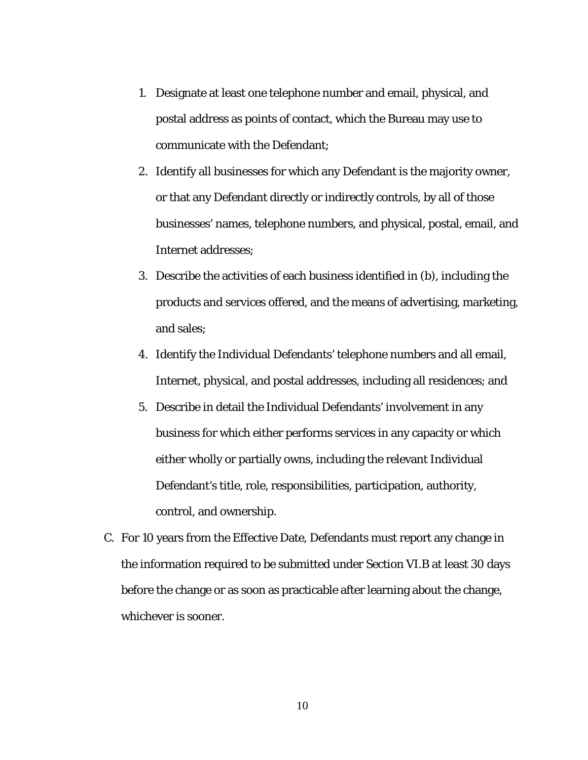1. Designate at least one telephone number and email, physical, and postal address as points of contact, which the Bureau may use to communicate with the Defendant;
2. Identify all businesses for which any Defendant is the majority owner, or that any Defendant directly or indirectly controls, by all of those businesses' names, telephone numbers, and physical, postal, email, and Internet addresses;
3. Describe the activities of each business identified in (b), including the products and services offered, and the means of advertising, marketing, and sales;
4. Identify the Individual Defendants' telephone numbers and all email, Internet, physical, and postal addresses, including all residences; and
5. Describe in detail the Individual Defendants' involvement in any business for which either performs services in any capacity or which either wholly or partially owns, including the relevant Individual Defendant's title, role, responsibilities, participation, authority, control, and ownership.

C. For 10 years from the Effective Date, Defendants must report any change in the information required to be submitted under Section VI.B at least 30 days before the change or as soon as practicable after learning about the change, whichever is sooner.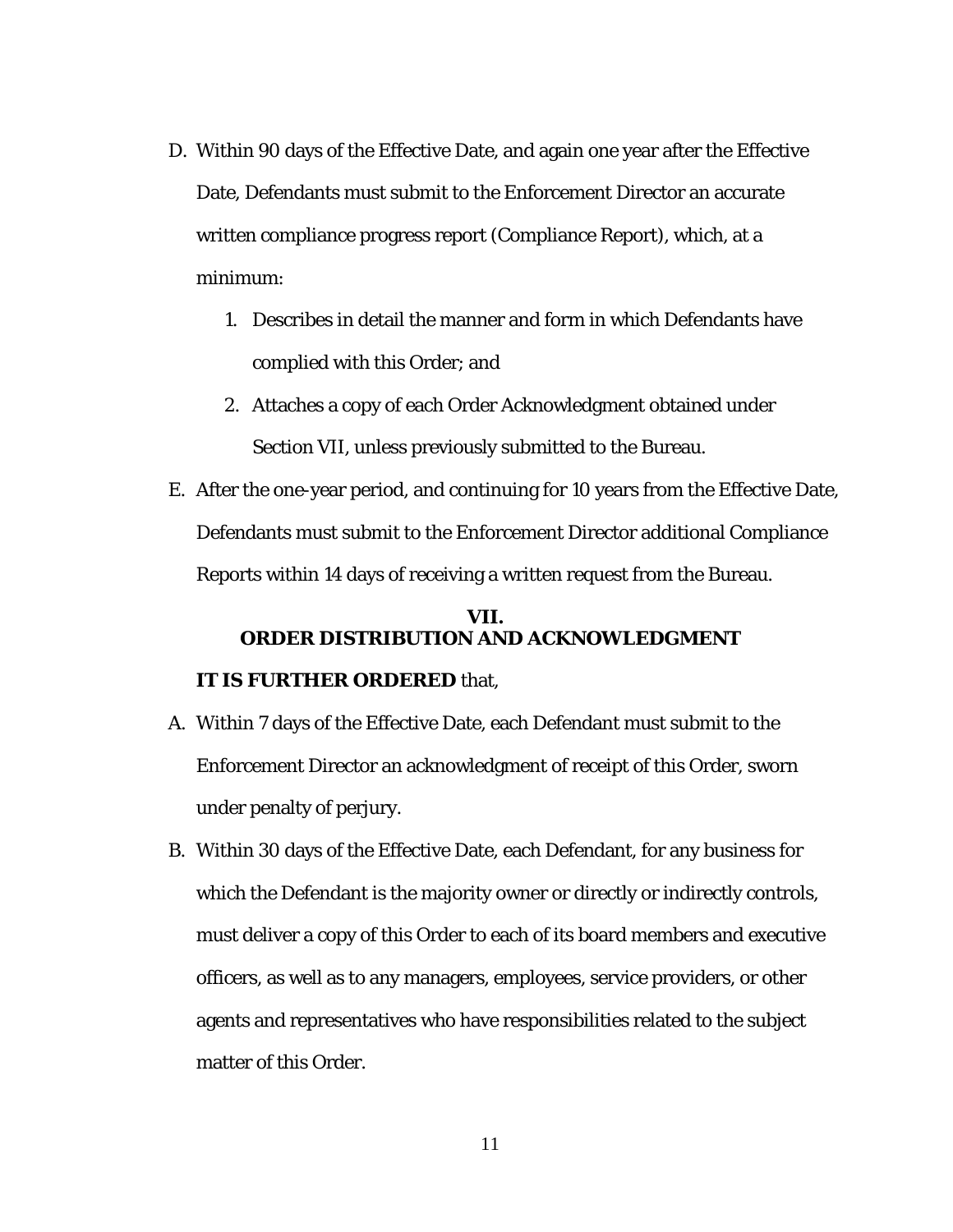D. Within 90 days of the Effective Date, and again one year after the Effective Date, Defendants must submit to the Enforcement Director an accurate written compliance progress report (Compliance Report), which, at a minimum:

   1. Describes in detail the manner and form in which Defendants have complied with this Order; and

   2. Attaches a copy of each Order Acknowledgment obtained under Section VII, unless previously submitted to the Bureau.

E. After the one-year period, and continuing for 10 years from the Effective Date, Defendants must submit to the Enforcement Director additional Compliance Reports within 14 days of receiving a written request from the Bureau.

## VII.
## ORDER DISTRIBUTION AND ACKNOWLEDGMENT

**IT IS FURTHER ORDERED** that,

A. Within 7 days of the Effective Date, each Defendant must submit to the Enforcement Director an acknowledgment of receipt of this Order, sworn under penalty of perjury.

B. Within 30 days of the Effective Date, each Defendant, for any business for which the Defendant is the majority owner or directly or indirectly controls, must deliver a copy of this Order to each of its board members and executive officers, as well as to any managers, employees, service providers, or other agents and representatives who have responsibilities related to the subject matter of this Order.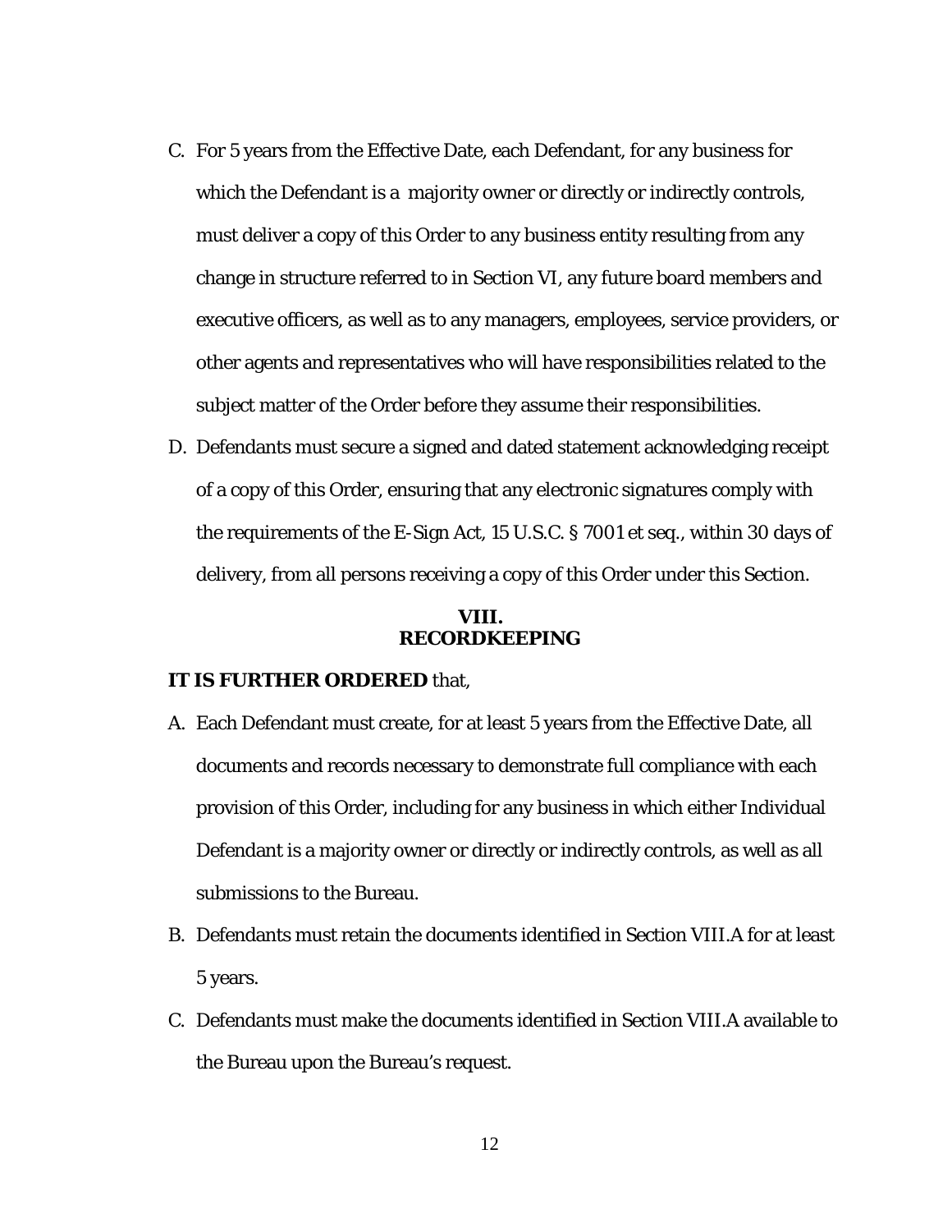C. For 5 years from the Effective Date, each Defendant, for any business for which the Defendant is a majority owner or directly or indirectly controls, must deliver a copy of this Order to any business entity resulting from any change in structure referred to in Section VI, any future board members and executive officers, as well as to any managers, employees, service providers, or other agents and representatives who will have responsibilities related to the subject matter of the Order before they assume their responsibilities.

D. Defendants must secure a signed and dated statement acknowledging receipt of a copy of this Order, ensuring that any electronic signatures comply with the requirements of the E-Sign Act, 15 U.S.C. § 7001 et seq., within 30 days of delivery, from all persons receiving a copy of this Order under this Section.

## VIII.
## RECORDKEEPING

**IT IS FURTHER ORDERED** that,

A. Each Defendant must create, for at least 5 years from the Effective Date, all documents and records necessary to demonstrate full compliance with each provision of this Order, including for any business in which either Individual Defendant is a majority owner or directly or indirectly controls, as well as all submissions to the Bureau.

B. Defendants must retain the documents identified in Section VIII.A for at least 5 years.

C. Defendants must make the documents identified in Section VIII.A available to the Bureau upon the Bureau's request.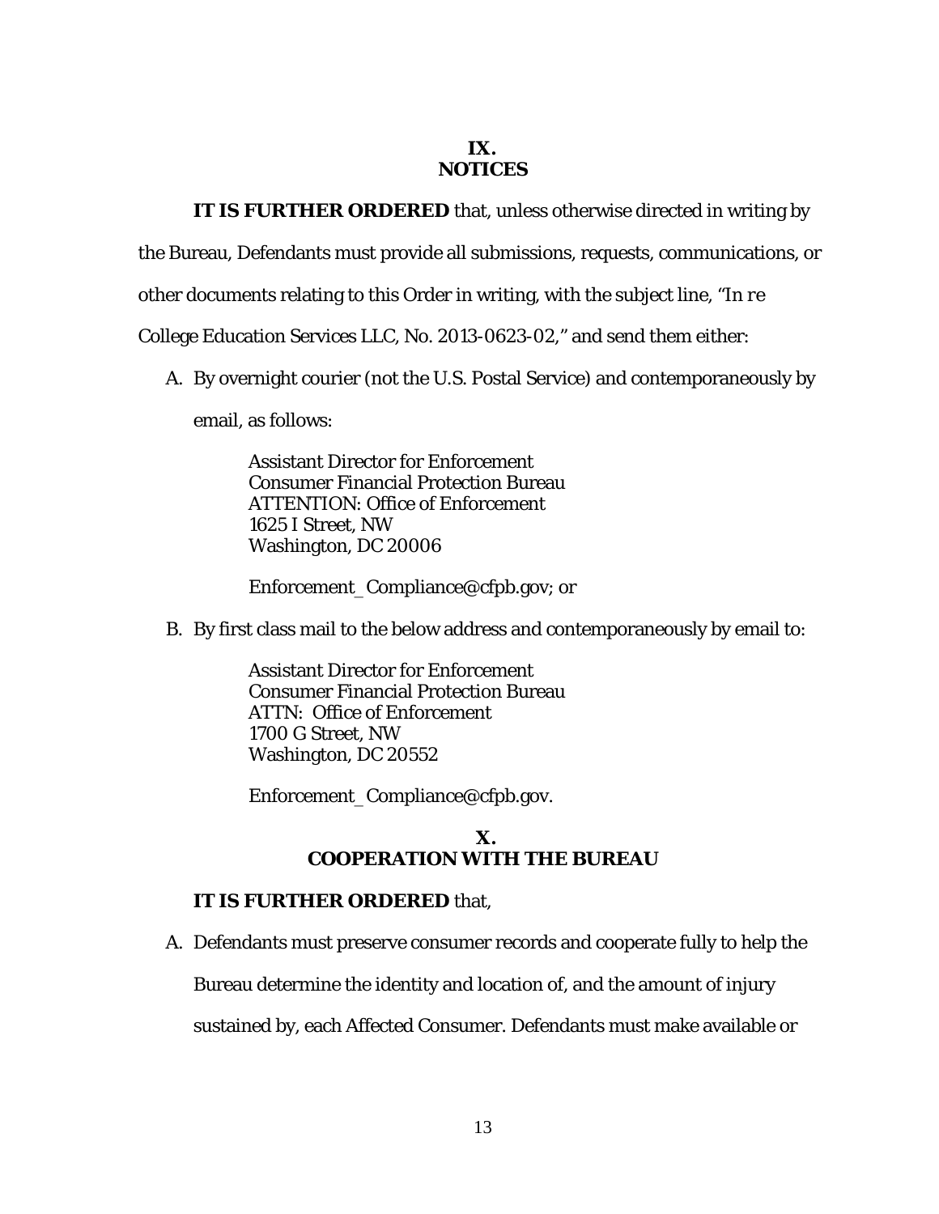## IX.
## NOTICES

**IT IS FURTHER ORDERED** that, unless otherwise directed in writing by the Bureau, Defendants must provide all submissions, requests, communications, or other documents relating to this Order in writing, with the subject line, "*In re* College Education Services LLC, No. 2013-0623-02," and send them either:

A. By overnight courier (not the U.S. Postal Service) and contemporaneously by email, as follows:

   Assistant Director for Enforcement
   Consumer Financial Protection Bureau
   ATTENTION: Office of Enforcement
   1625 I Street, NW
   Washington, DC 20006

   Enforcement_Compliance@cfpb.gov; or

B. By first class mail to the below address and contemporaneously by email to:

   Assistant Director for Enforcement
   Consumer Financial Protection Bureau
   ATTN: Office of Enforcement
   1700 G Street, NW
   Washington, DC 20552

   Enforcement_Compliance@cfpb.gov.

## X.
## COOPERATION WITH THE BUREAU

**IT IS FURTHER ORDERED** that,

A. Defendants must preserve consumer records and cooperate fully to help the Bureau determine the identity and location of, and the amount of injury sustained by, each Affected Consumer. Defendants must make available or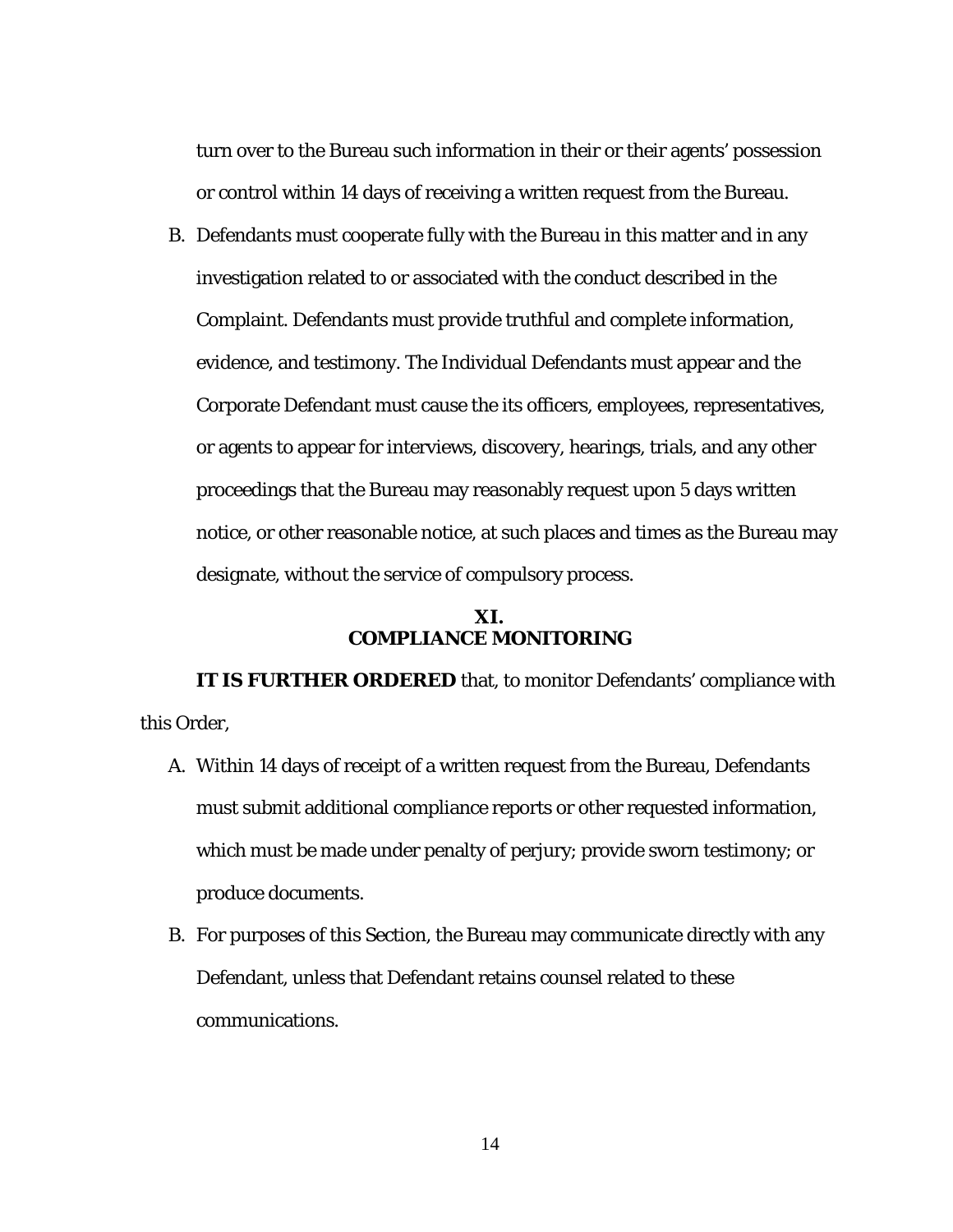turn over to the Bureau such information in their or their agents' possession or control within 14 days of receiving a written request from the Bureau.

B. Defendants must cooperate fully with the Bureau in this matter and in any investigation related to or associated with the conduct described in the Complaint. Defendants must provide truthful and complete information, evidence, and testimony. The Individual Defendants must appear and the Corporate Defendant must cause the its officers, employees, representatives, or agents to appear for interviews, discovery, hearings, trials, and any other proceedings that the Bureau may reasonably request upon 5 days written notice, or other reasonable notice, at such places and times as the Bureau may designate, without the service of compulsory process.

## XI.
## COMPLIANCE MONITORING

**IT IS FURTHER ORDERED** that, to monitor Defendants' compliance with this Order,

A. Within 14 days of receipt of a written request from the Bureau, Defendants must submit additional compliance reports or other requested information, which must be made under penalty of perjury; provide sworn testimony; or produce documents.

B. For purposes of this Section, the Bureau may communicate directly with any Defendant, unless that Defendant retains counsel related to these communications.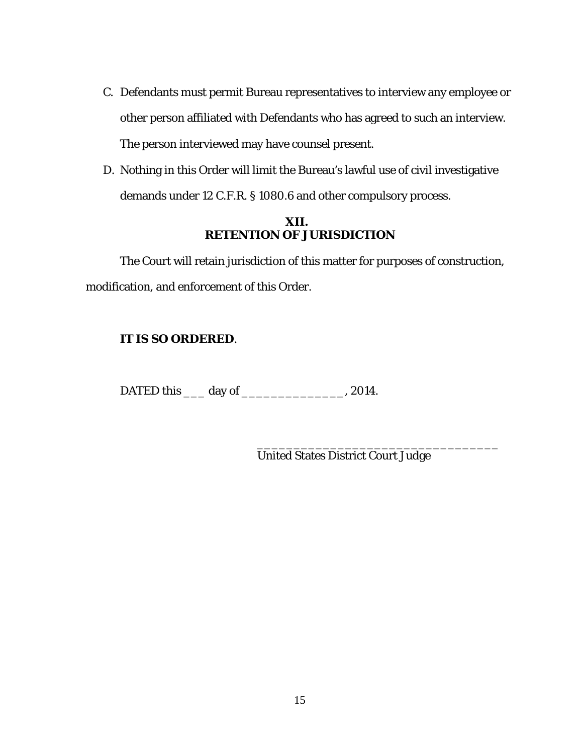C. Defendants must permit Bureau representatives to interview any employee or other person affiliated with Defendants who has agreed to such an interview. The person interviewed may have counsel present.

D. Nothing in this Order will limit the Bureau's lawful use of civil investigative demands under 12 C.F.R. § 1080.6 and other compulsory process.

## XII. RETENTION OF JURISDICTION

The Court will retain jurisdiction of this matter for purposes of construction, modification, and enforcement of this Order.

**IT IS SO ORDERED**.

DATED this ___ day of _______________, 2014.

_________________________________
United States District Court Judge